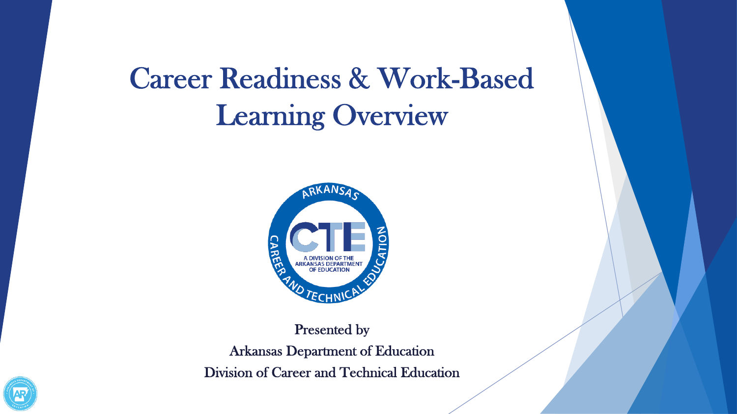# Career Readiness & Work-Based Learning Overview

Presented by

Arkansas Department of Education

Division of Career and Technical Education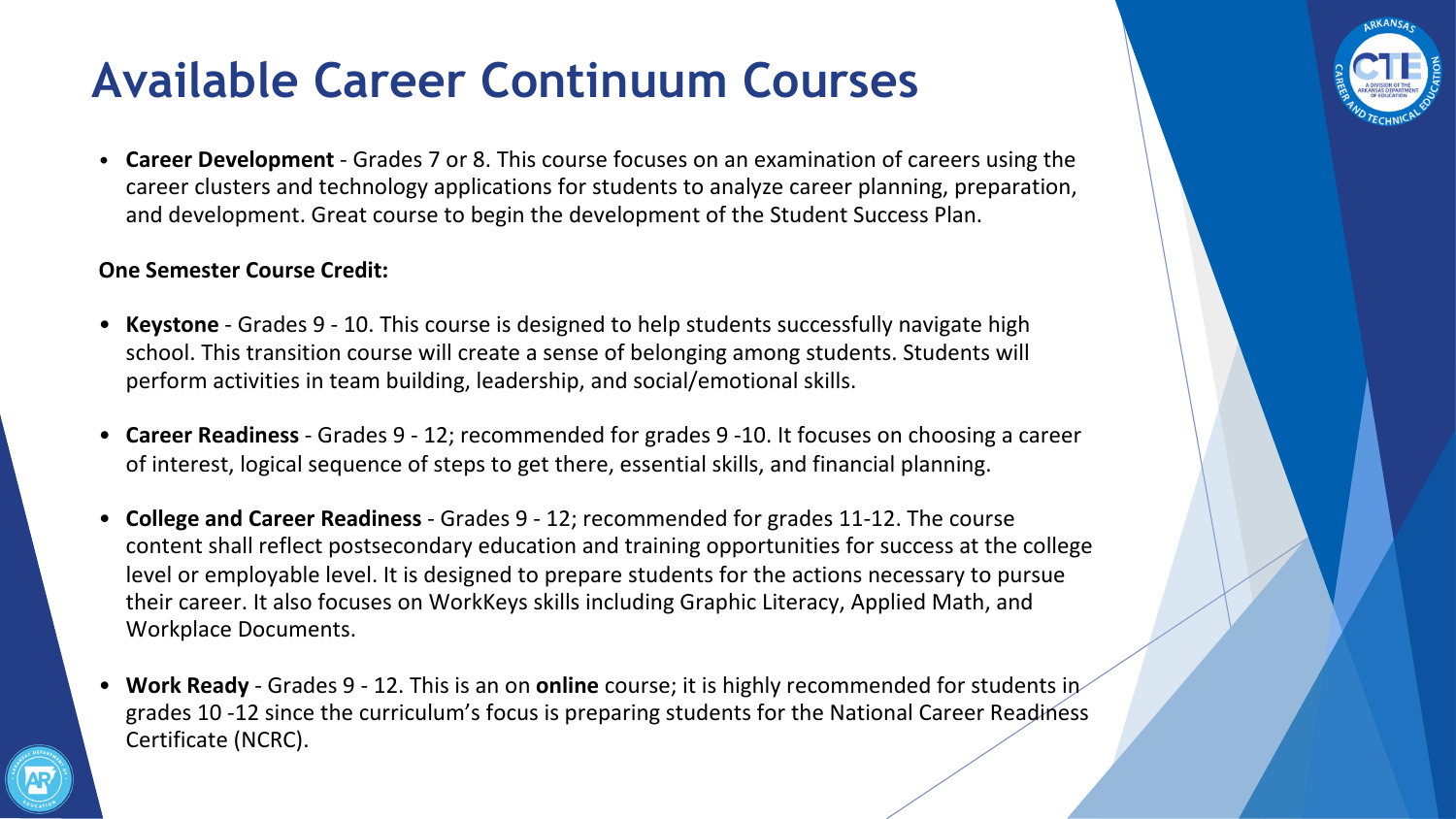# Available Career Continuum Courses

- **Career Development** - Grades 7 or 8. This course focuses on an examination of careers using the career clusters and technology applications for students to analyze career planning, preparation, and development. Great course to begin the development of the Student Success Plan.

**One Semester Course Credit:**

- **Keystone** - Grades 9 - 10. This course is designed to help students successfully navigate high school. This transition course will create a sense of belonging among students. Students will perform activities in team building, leadership, and social/emotional skills.
- **Career Readiness** - Grades 9 - 12; recommended for grades 9 -10. It focuses on choosing a career of interest, logical sequence of steps to get there, essential skills, and financial planning.
- **College and Career Readiness** - Grades 9 - 12; recommended for grades 11-12. The course content shall reflect postsecondary education and training opportunities for success at the college level or employable level. It is designed to prepare students for the actions necessary to pursue their career. It also focuses on WorkKeys skills including Graphic Literacy, Applied Math, and Workplace Documents.
- **Work Ready** - Grades 9 - 12. This is an on **online** course; it is highly recommended for students in grades 10 -12 since the curriculum's focus is preparing students for the National Career Readiness Certificate (NCRC).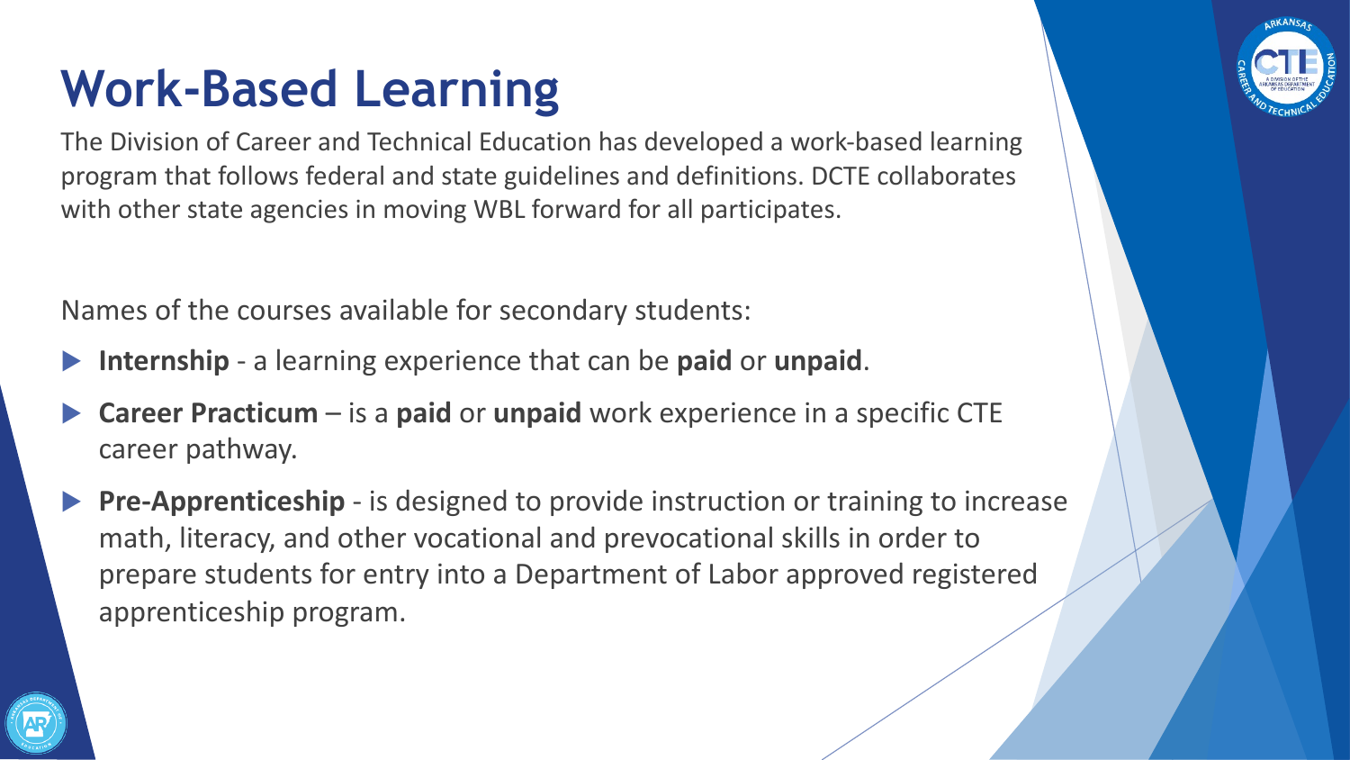# Work-Based Learning

The Division of Career and Technical Education has developed a work-based learning program that follows federal and state guidelines and definitions. DCTE collaborates with other state agencies in moving WBL forward for all participates.

Names of the courses available for secondary students:

- **Internship** - a learning experience that can be **paid** or **unpaid**.
- **Career Practicum** – is a **paid** or **unpaid** work experience in a specific CTE career pathway.
- **Pre-Apprenticeship** - is designed to provide instruction or training to increase math, literacy, and other vocational and prevocational skills in order to prepare students for entry into a Department of Labor approved registered apprenticeship program.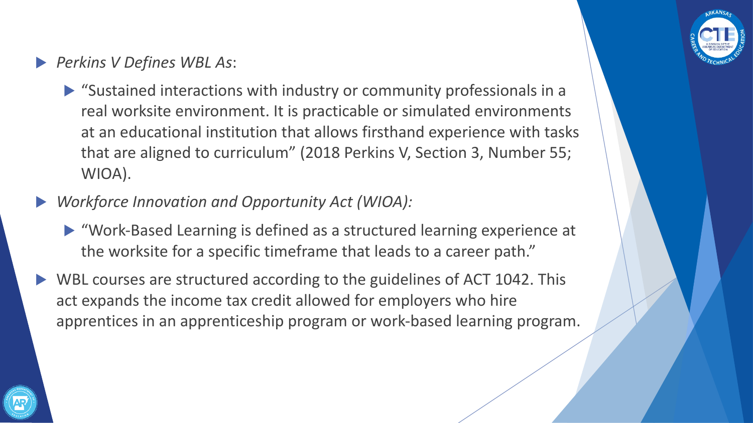- *Perkins V Defines WBL As*:
  - "Sustained interactions with industry or community professionals in a real worksite environment. It is practicable or simulated environments at an educational institution that allows firsthand experience with tasks that are aligned to curriculum" (2018 Perkins V, Section 3, Number 55; WIOA).
- *Workforce Innovation and Opportunity Act (WIOA):*
  - "Work-Based Learning is defined as a structured learning experience at the worksite for a specific timeframe that leads to a career path."
- WBL courses are structured according to the guidelines of ACT 1042. This act expands the income tax credit allowed for employers who hire apprentices in an apprenticeship program or work-based learning program.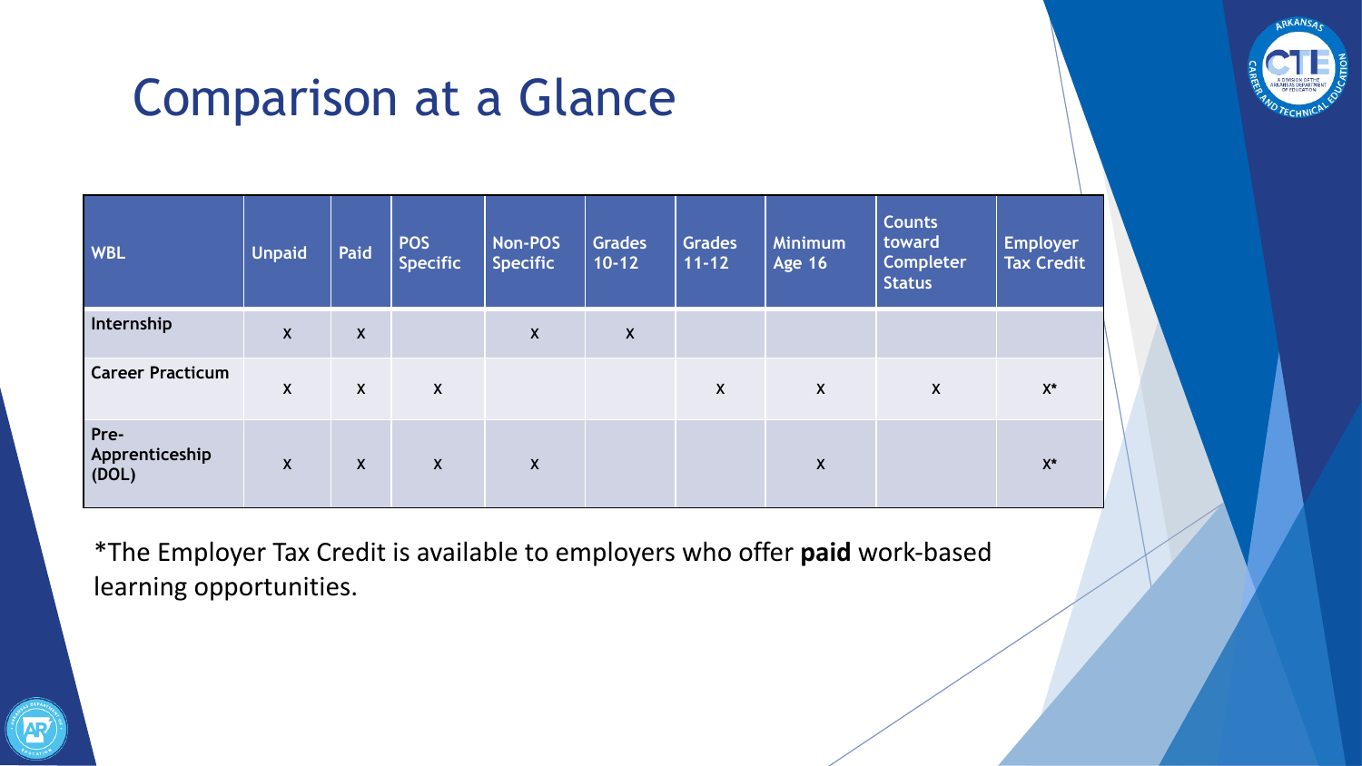# Comparison at a Glance

| WBL | Unpaid | Paid | POS Specific | Non-POS Specific | Grades 10-12 | Grades 11-12 | Minimum Age 16 | Counts toward Completer Status | Employer Tax Credit |
|---|---|---|---|---|---|---|---|---|---|
| Internship | X | X | | X | X | | | | |
| Career Practicum | X | X | X | | | X | X | X | X* |
| Pre-Apprenticeship (DOL) | X | X | X | X | | | X | | X* |

*The Employer Tax Credit is available to employers who offer **paid** work-based learning opportunities.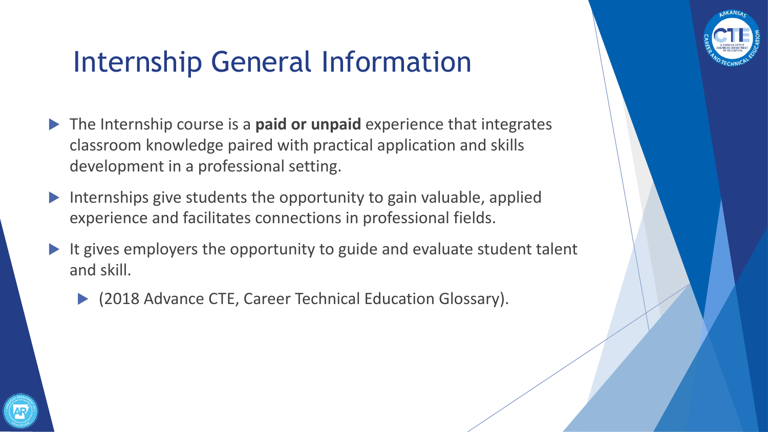# Internship General Information

- The Internship course is a **paid or unpaid** experience that integrates classroom knowledge paired with practical application and skills development in a professional setting.
- Internships give students the opportunity to gain valuable, applied experience and facilitates connections in professional fields.
- It gives employers the opportunity to guide and evaluate student talent and skill.
  - (2018 Advance CTE, Career Technical Education Glossary).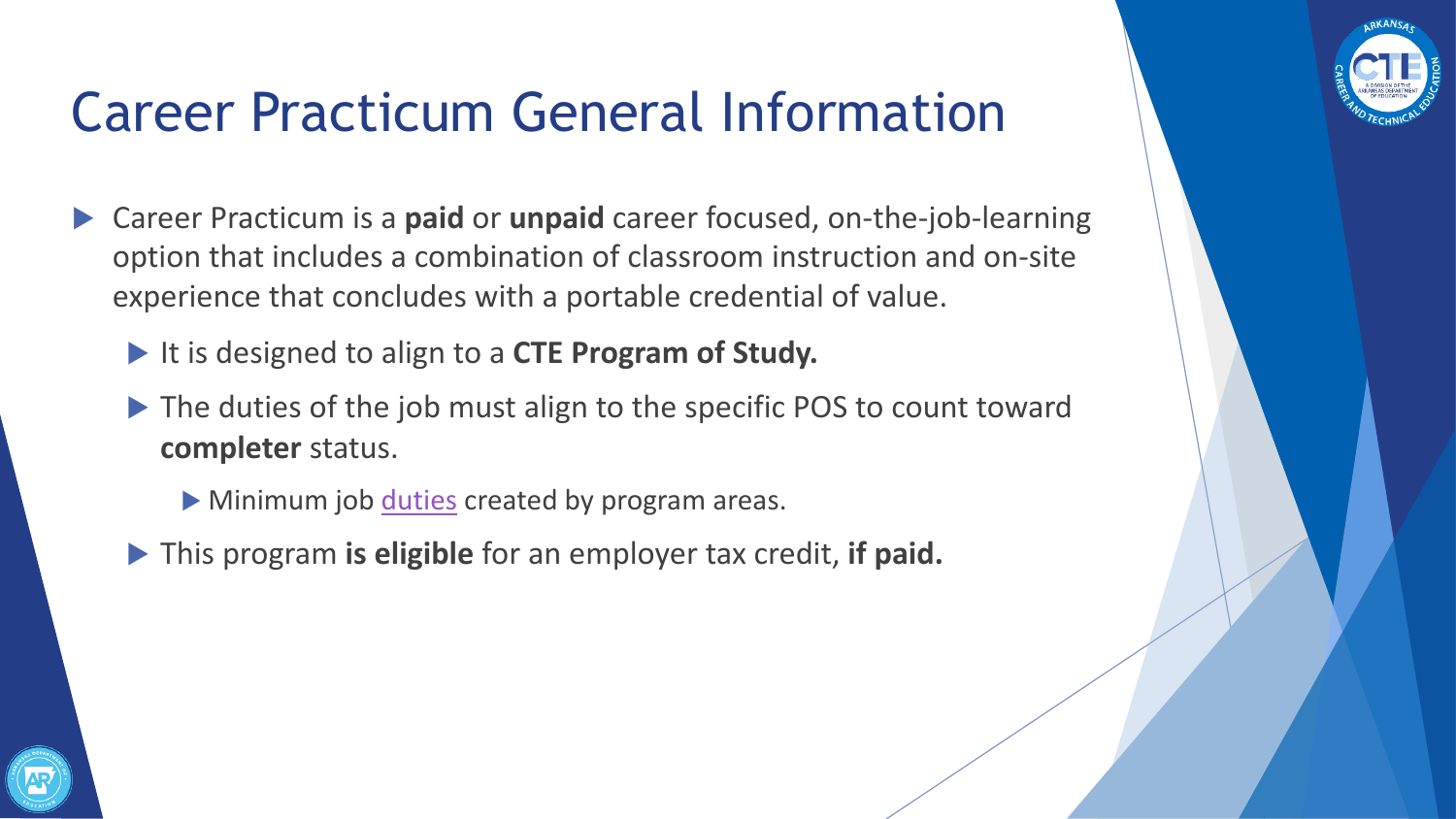# Career Practicum General Information

- Career Practicum is a **paid** or **unpaid** career focused, on-the-job-learning option that includes a combination of classroom instruction and on-site experience that concludes with a portable credential of value.
  - It is designed to align to a **CTE Program of Study.**
  - The duties of the job must align to the specific POS to count toward **completer** status.
    - Minimum job duties created by program areas.
  - This program **is eligible** for an employer tax credit, **if paid.**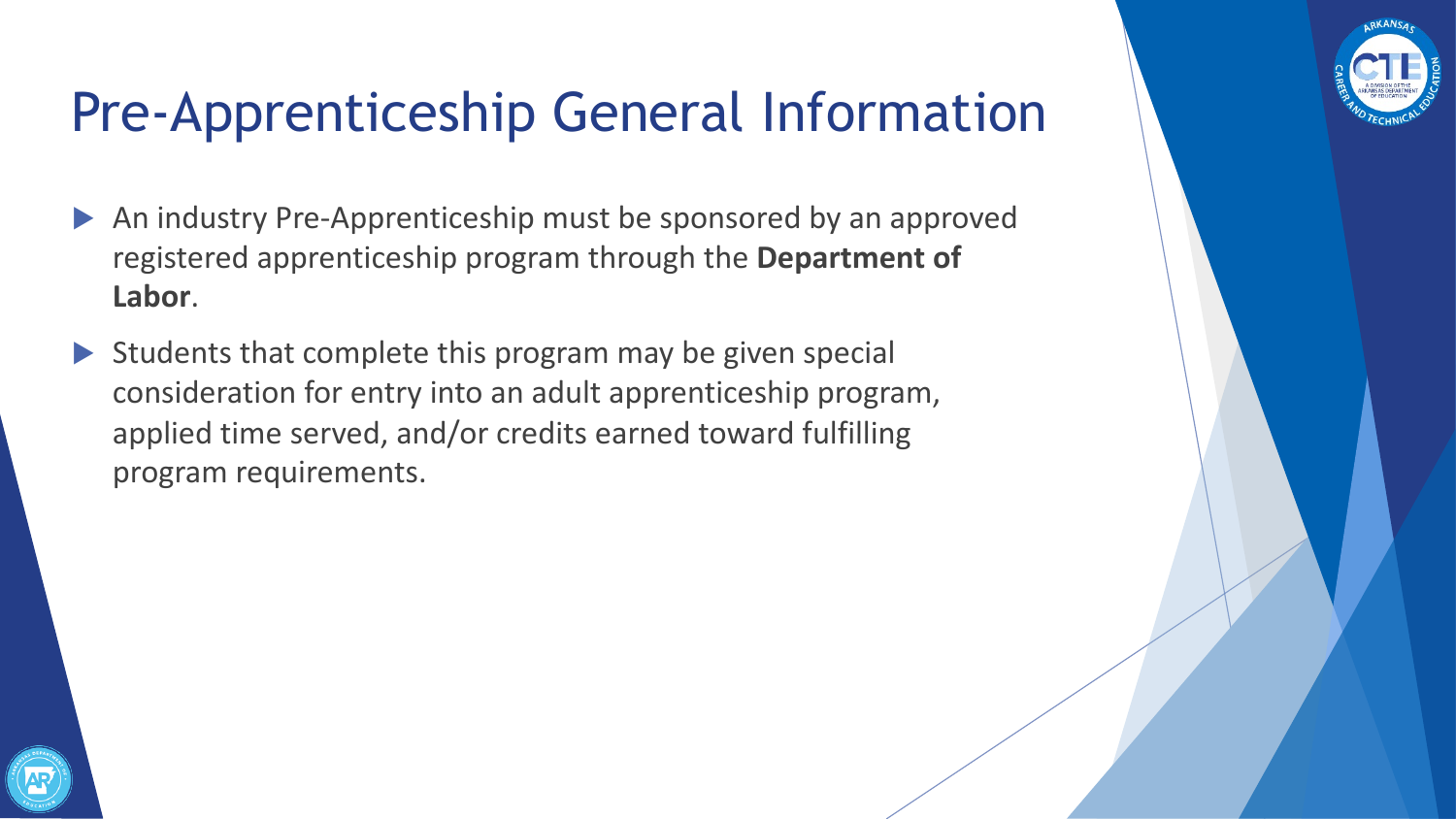# Pre-Apprenticeship General Information

- An industry Pre-Apprenticeship must be sponsored by an approved registered apprenticeship program through the **Department of Labor**.
- Students that complete this program may be given special consideration for entry into an adult apprenticeship program, applied time served, and/or credits earned toward fulfilling program requirements.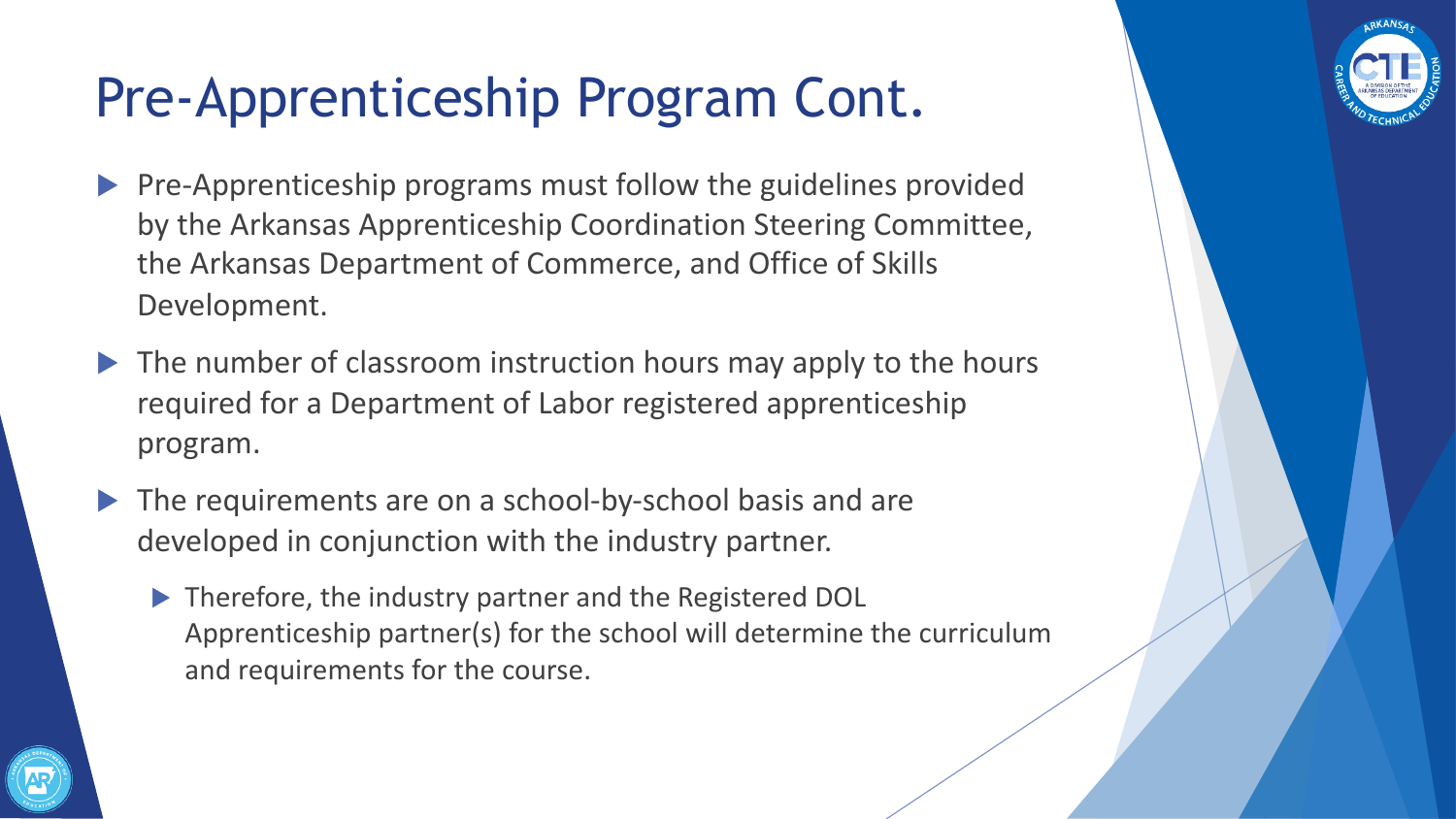# Pre-Apprenticeship Program Cont.

- Pre-Apprenticeship programs must follow the guidelines provided by the Arkansas Apprenticeship Coordination Steering Committee, the Arkansas Department of Commerce, and Office of Skills Development.
- The number of classroom instruction hours may apply to the hours required for a Department of Labor registered apprenticeship program.
- The requirements are on a school-by-school basis and are developed in conjunction with the industry partner.
  - Therefore, the industry partner and the Registered DOL Apprenticeship partner(s) for the school will determine the curriculum and requirements for the course.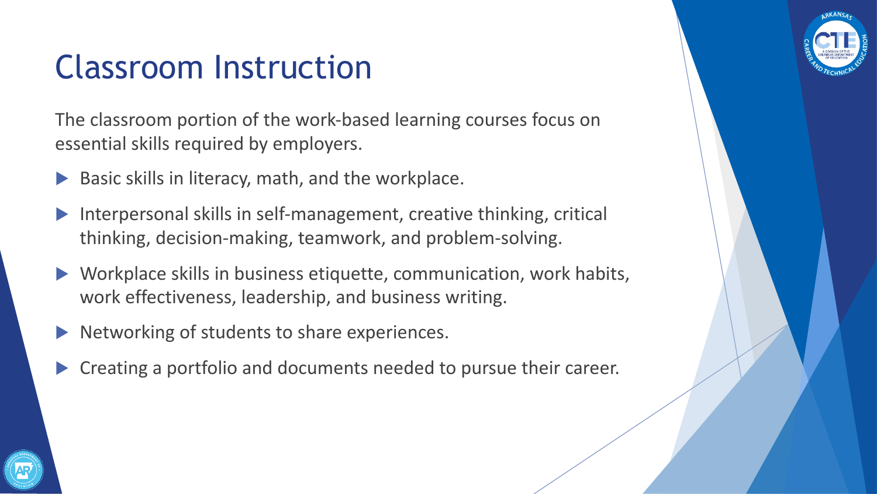# Classroom Instruction

The classroom portion of the work-based learning courses focus on essential skills required by employers.

- Basic skills in literacy, math, and the workplace.
- Interpersonal skills in self-management, creative thinking, critical thinking, decision-making, teamwork, and problem-solving.
- Workplace skills in business etiquette, communication, work habits, work effectiveness, leadership, and business writing.
- Networking of students to share experiences.
- Creating a portfolio and documents needed to pursue their career.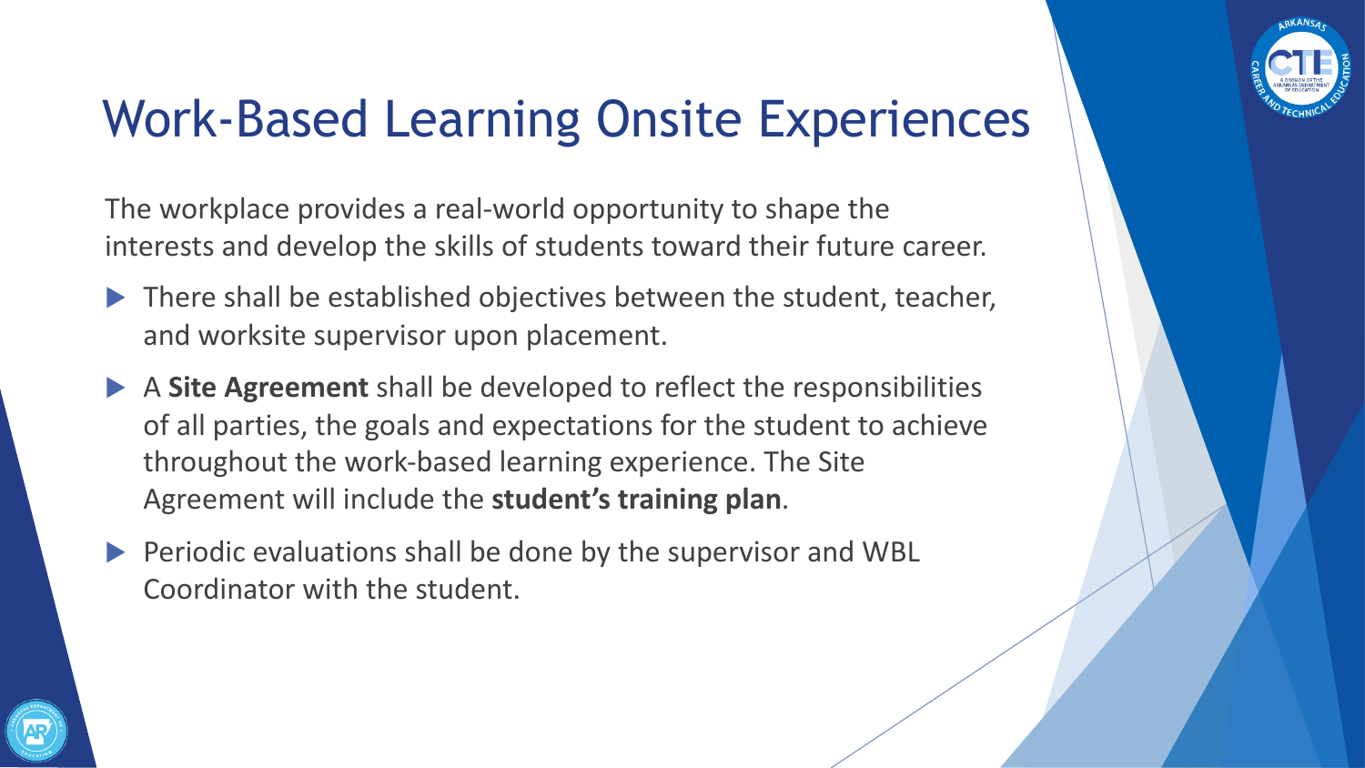# Work-Based Learning Onsite Experiences

The workplace provides a real-world opportunity to shape the interests and develop the skills of students toward their future career.

- There shall be established objectives between the student, teacher, and worksite supervisor upon placement.
- A **Site Agreement** shall be developed to reflect the responsibilities of all parties, the goals and expectations for the student to achieve throughout the work-based learning experience. The Site Agreement will include the **student's training plan**.
- Periodic evaluations shall be done by the supervisor and WBL Coordinator with the student.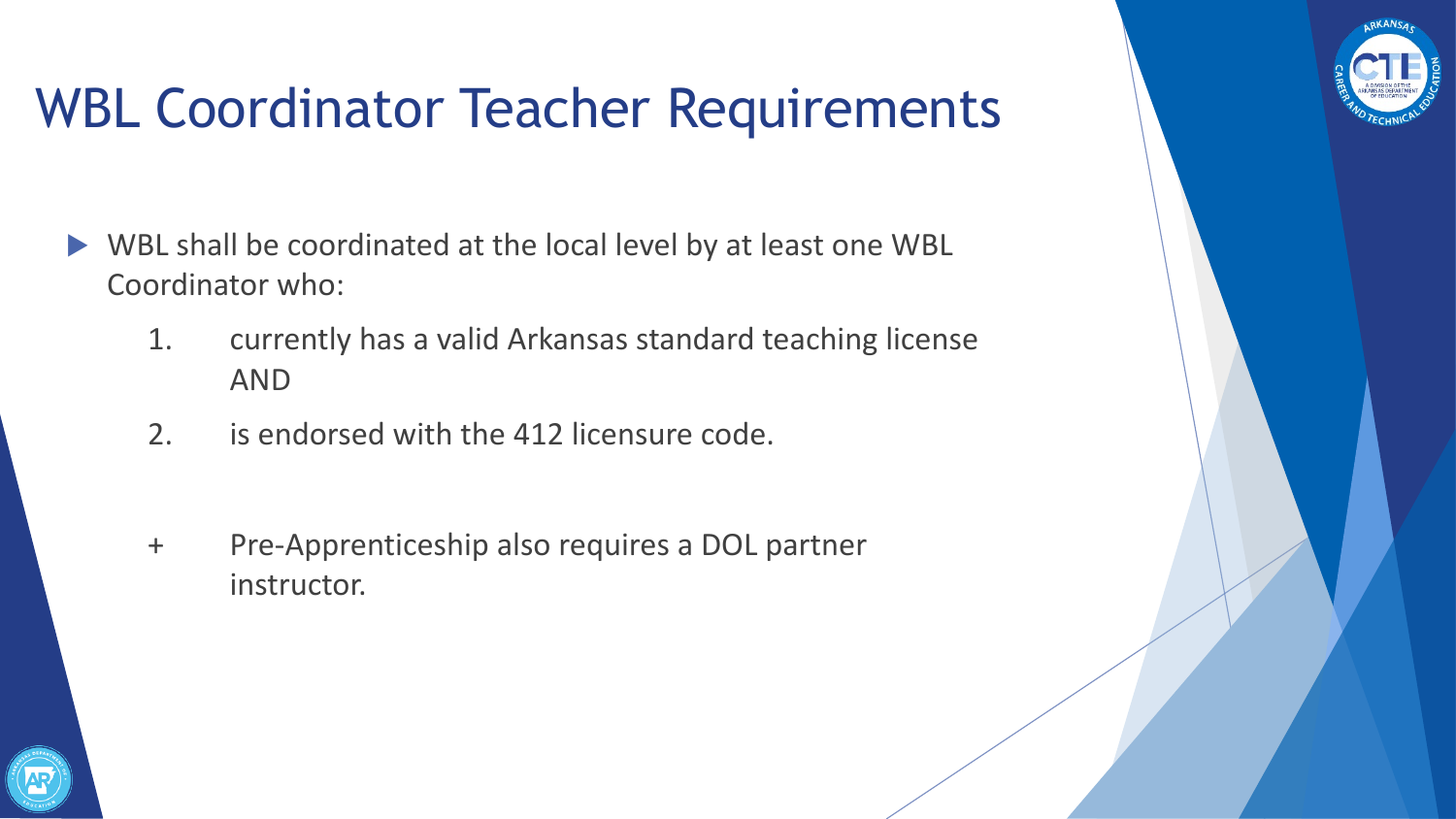# WBL Coordinator Teacher Requirements

- WBL shall be coordinated at the local level by at least one WBL Coordinator who:
    1. currently has a valid Arkansas standard teaching license AND
    2. is endorsed with the 412 licensure code.

    \+ Pre-Apprenticeship also requires a DOL partner instructor.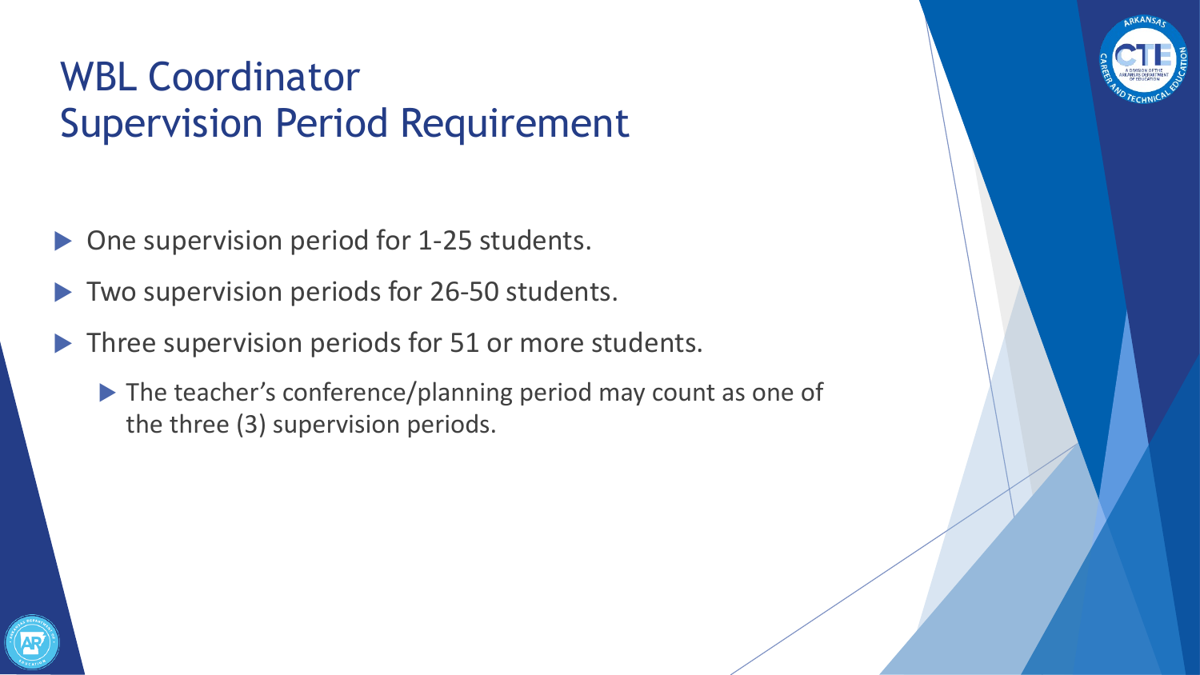# WBL Coordinator
# Supervision Period Requirement

- One supervision period for 1-25 students.
- Two supervision periods for 26-50 students.
- Three supervision periods for 51 or more students.
  - The teacher’s conference/planning period may count as one of the three (3) supervision periods.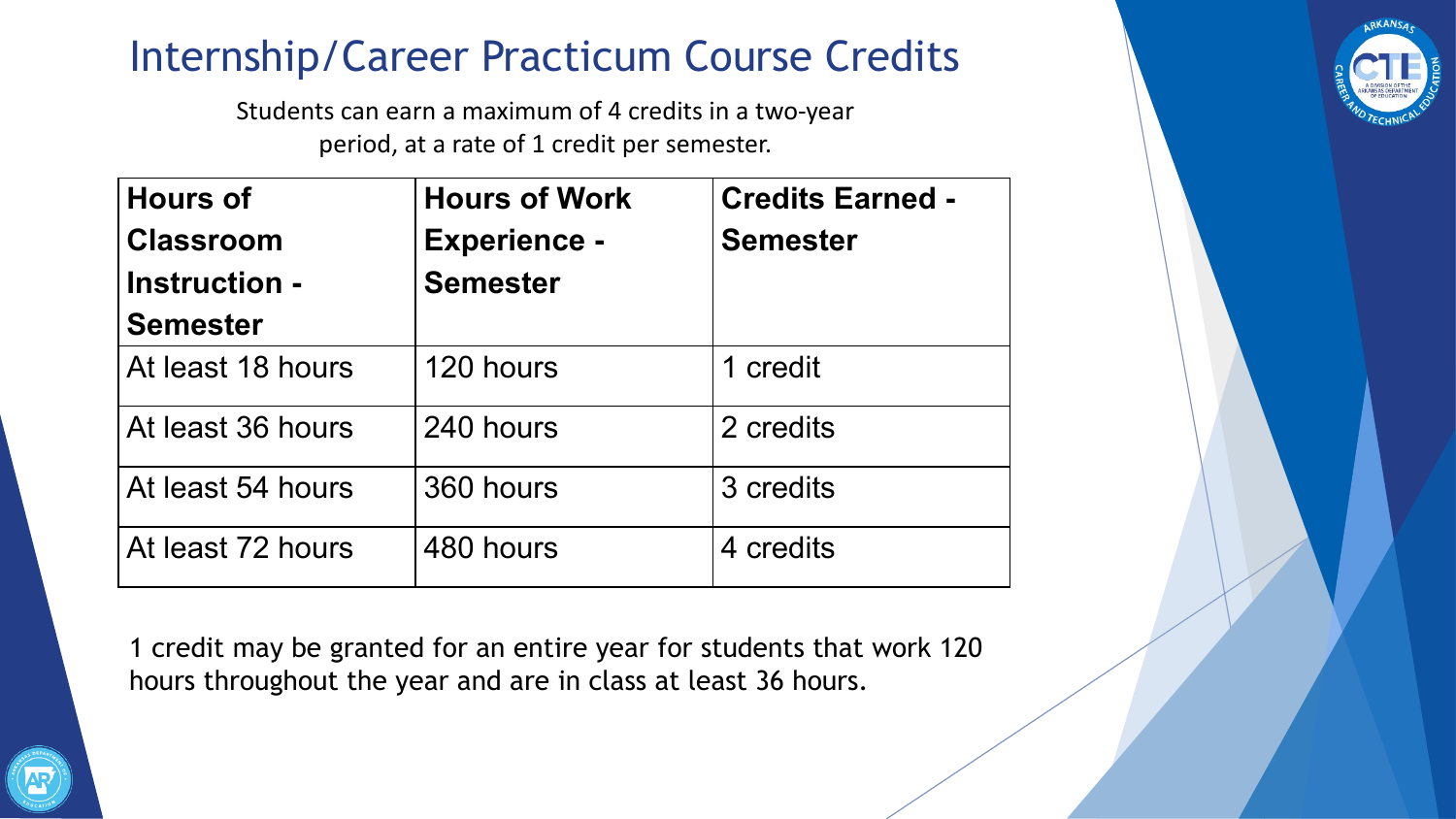# Internship/Career Practicum Course Credits

Students can earn a maximum of 4 credits in a two-year period, at a rate of 1 credit per semester.

| Hours of Classroom Instruction - Semester | Hours of Work Experience - Semester | Credits Earned - Semester |
|---|---|---|
| At least 18 hours | 120 hours | 1 credit |
| At least 36 hours | 240 hours | 2 credits |
| At least 54 hours | 360 hours | 3 credits |
| At least 72 hours | 480 hours | 4 credits |

1 credit may be granted for an entire year for students that work 120 hours throughout the year and are in class at least 36 hours.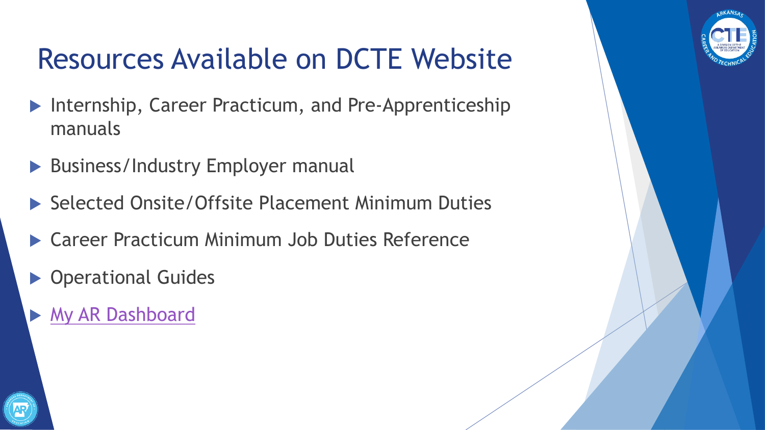# Resources Available on DCTE Website

- Internship, Career Practicum, and Pre-Apprenticeship manuals
- Business/Industry Employer manual
- Selected Onsite/Offsite Placement Minimum Duties
- Career Practicum Minimum Job Duties Reference
- Operational Guides
- My AR Dashboard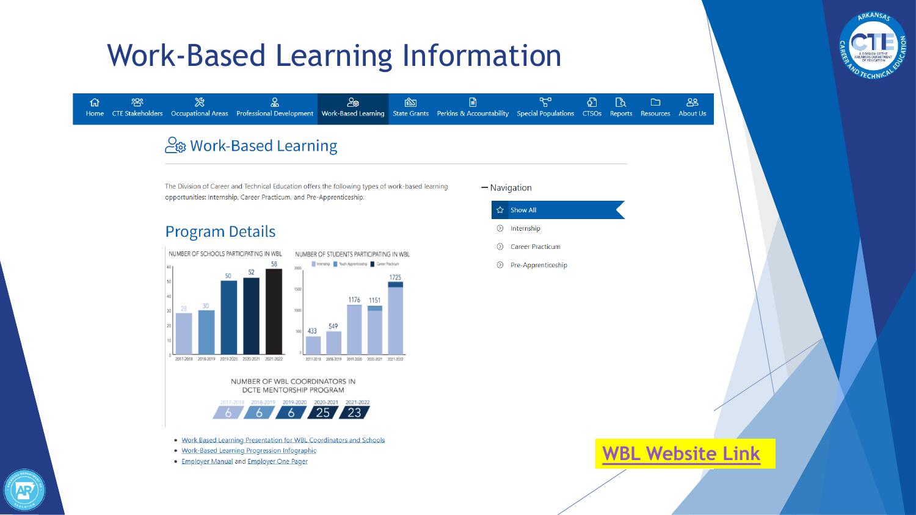# Work-Based Learning Information

Home | CTE Stakeholders | Occupational Areas | Professional Development | Work-Based Learning | State Grants | Perkins & Accountability | Special Populations | CTSOs | Reports | Resources | About Us

## Work-Based Learning

The Division of Career and Technical Education offers the following types of work-based learning opportunities: Internship, Career Practicum, and Pre-Apprenticeship.

**Navigation**

- Show All
- Internship
- Career Practicum
- Pre-Apprenticeship

## Program Details

NUMBER OF SCHOOLS PARTICIPATING IN WBL

| Year | Schools |
| --- | --- |
| 2017-2018 | 28 |
| 2018-2019 | 30 |
| 2019-2020 | 50 |
| 2020-2021 | 52 |
| 2021-2022 | 58 |

NUMBER OF STUDENTS PARTICIPATING IN WBL (Internship, Youth Apprenticeship, Career Practicum)

| Year | Students |
| --- | --- |
| 2017-2018 | 433 |
| 2018-2019 | 549 |
| 2019-2020 | 1176 |
| 2020-2021 | 1151 |
| 2021-2022 | 1725 |

NUMBER OF WBL COORDINATORS IN DCTE MENTORSHIP PROGRAM

| Year | Coordinators |
| --- | --- |
| 2017-2018 | 6 |
| 2018-2019 | 6 |
| 2019-2020 | 6 |
| 2020-2021 | 25 |
| 2021-2022 | 23 |

- Work Based Learning Presentation for WBL Coordinators and Schools
- Work-Based Learning Progression Infographic
- Employer Manual and Employer One Pager

WBL Website Link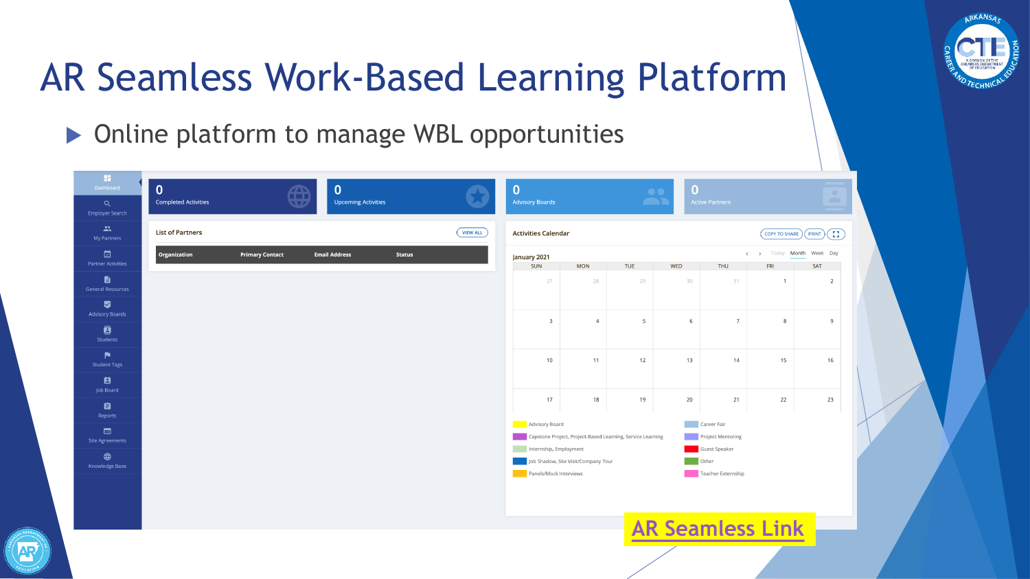# AR Seamless Work-Based Learning Platform

- Online platform to manage WBL opportunities

Dashboard
Employer Search
My Partners
Partner Activities
General Resources
Advisory Boards
Students
Student Tags
Job Board
Reports
Site Agreements
Knowledge Base

0
Completed Activities

0
Upcoming Activities

0
Advisory Boards

0
Active Partners

List of Partners
VIEW ALL

| Organization | Primary Contact | Email Address | Status |
| --- | --- | --- | --- |

Activities Calendar
COPY TO SHARE
PRINT

January 2021
Today Month Week Day

| SUN | MON | TUE | WED | THU | FRI | SAT |
| --- | --- | --- | --- | --- | --- | --- |
| 27 | 28 | 29 | 30 | 31 | 1 | 2 |
| 3 | 4 | 5 | 6 | 7 | 8 | 9 |
| 10 | 11 | 12 | 13 | 14 | 15 | 16 |
| 17 | 18 | 19 | 20 | 21 | 22 | 23 |

Advisory Board
Career Fair
Capstone Project, Project-Based Learning, Service Learning
Project Mentoring
Internship, Employment
Guest Speaker
Job Shadow, Site Visit/Company Tour
Other
Panels/Mock Interviews
Teacher Externship

[AR Seamless Link]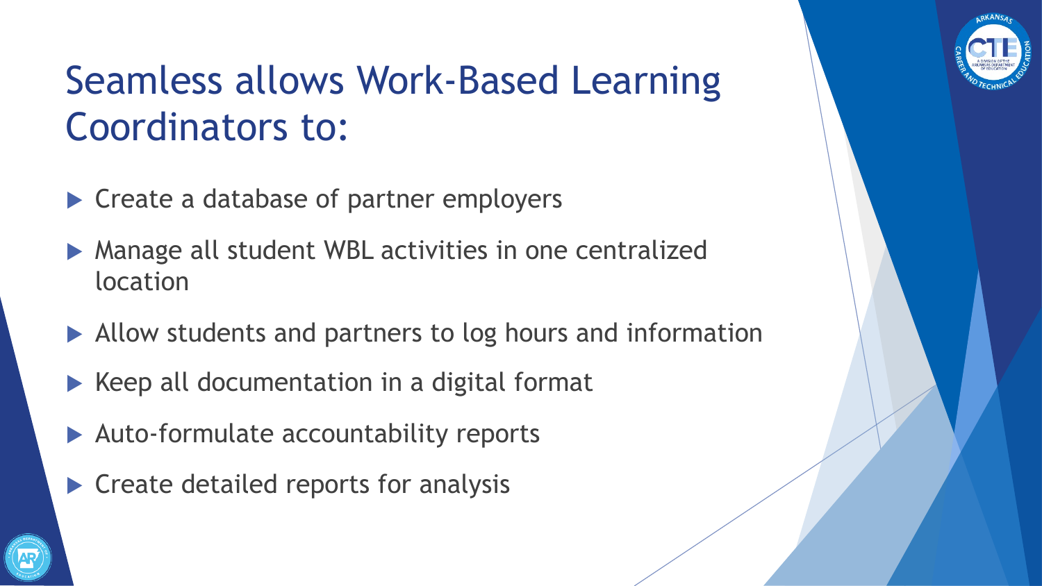# Seamless allows Work-Based Learning Coordinators to:

- Create a database of partner employers
- Manage all student WBL activities in one centralized location
- Allow students and partners to log hours and information
- Keep all documentation in a digital format
- Auto-formulate accountability reports
- Create detailed reports for analysis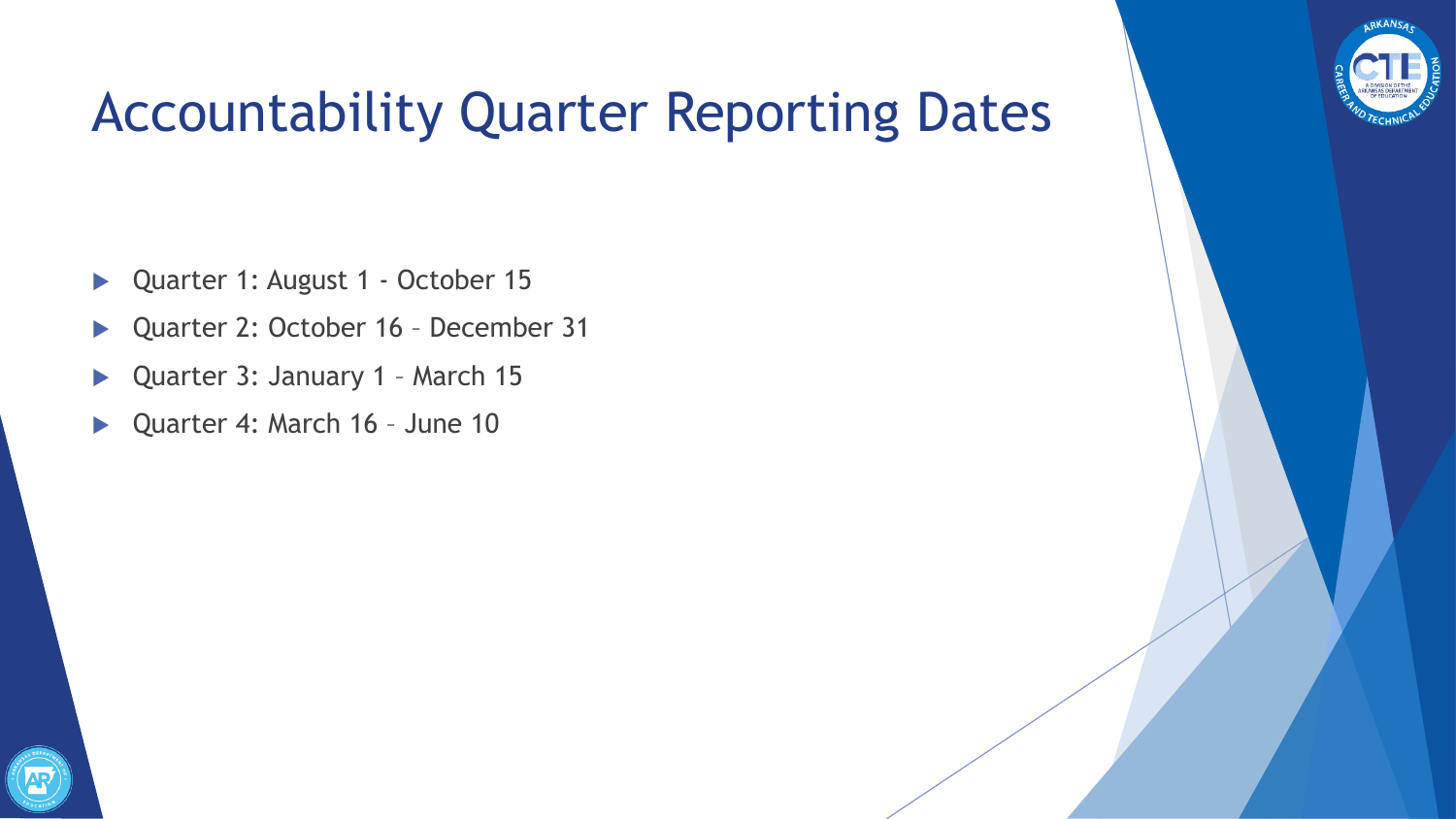# Accountability Quarter Reporting Dates

- Quarter 1: August 1 - October 15
- Quarter 2: October 16 – December 31
- Quarter 3: January 1 – March 15
- Quarter 4: March 16 – June 10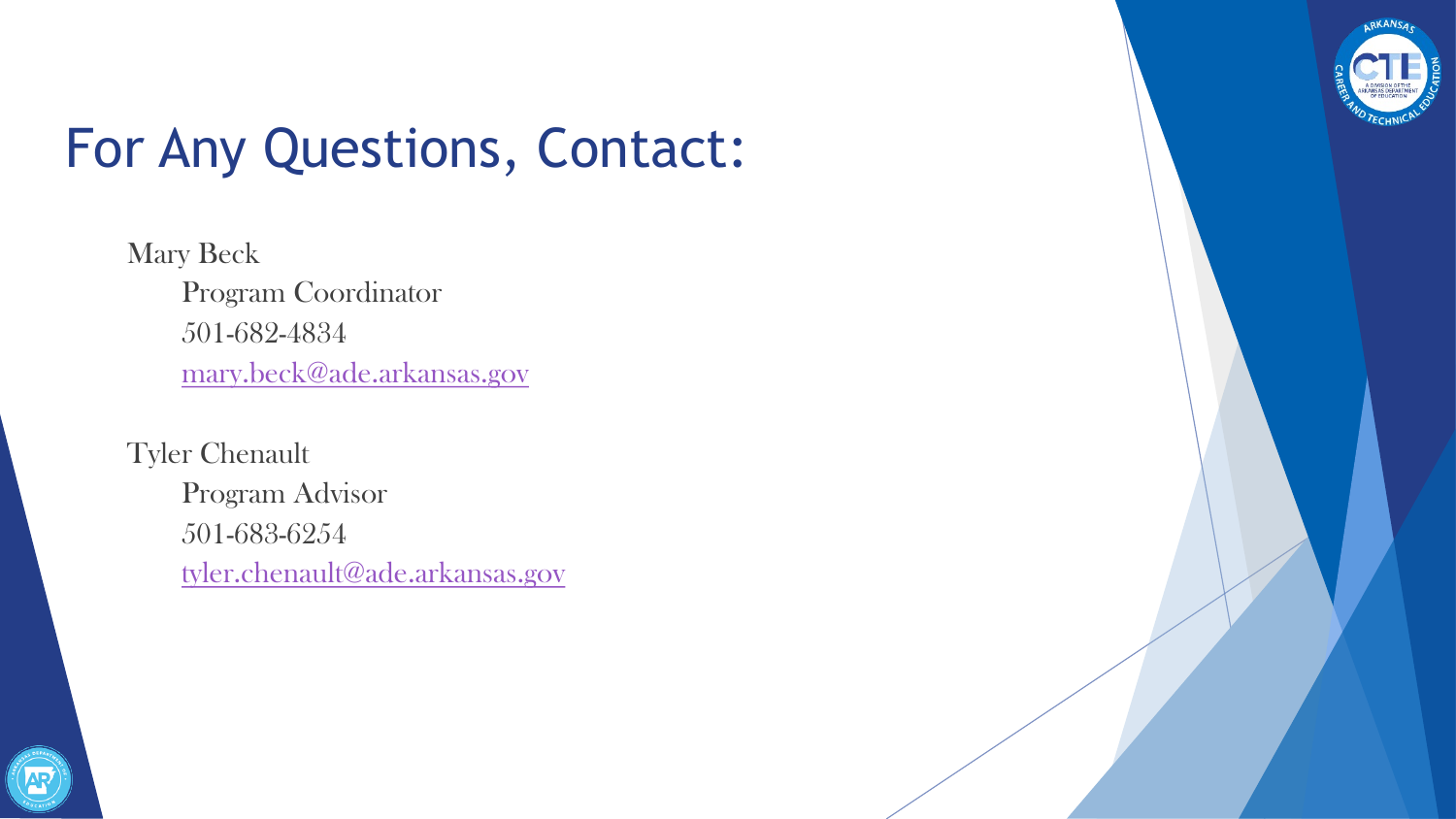# For Any Questions, Contact:

Mary Beck

Program Coordinator

501-682-4834

mary.beck@ade.arkansas.gov

Tyler Chenault

Program Advisor

501-683-6254

tyler.chenault@ade.arkansas.gov